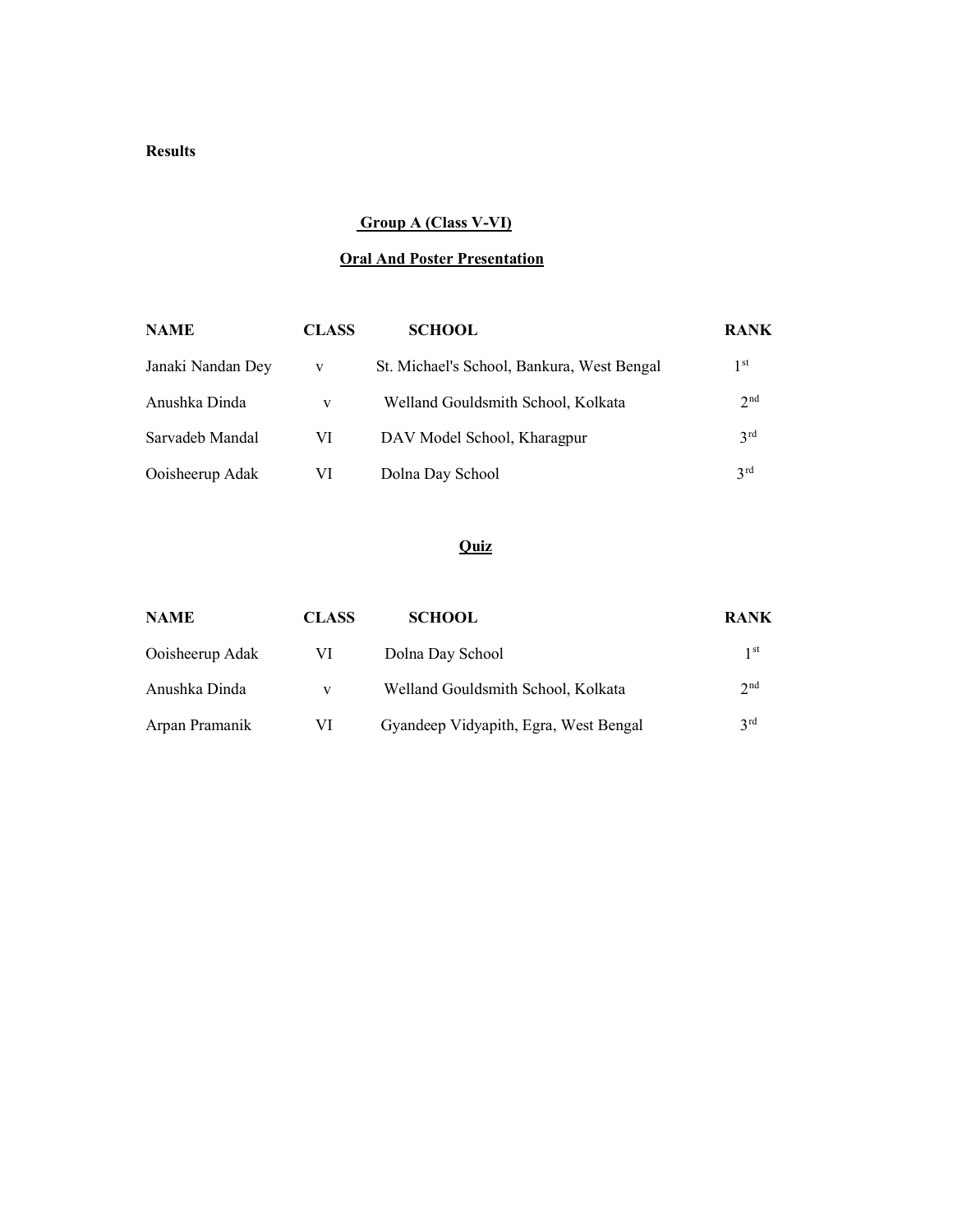**Results**

## Group A (Class V-VI)

### Oral And Poster Presentation

| NAME | CLASS | SCHOOL | RANK |
|---|---|---|---|
| Janaki Nandan Dey | v | St. Michael's School, Bankura, West Bengal | 1st |
| Anushka Dinda | v | Welland Gouldsmith School, Kolkata | 2nd |
| Sarvadeb Mandal | VI | DAV Model School, Kharagpur | 3rd |
| Ooisheerup Adak | VI | Dolna Day School | 3rd |

### Quiz

| NAME | CLASS | SCHOOL | RANK |
|---|---|---|---|
| Ooisheerup Adak | VI | Dolna Day School | 1st |
| Anushka Dinda | v | Welland Gouldsmith School, Kolkata | 2nd |
| Arpan Pramanik | VI | Gyandeep Vidyapith, Egra, West Bengal | 3rd |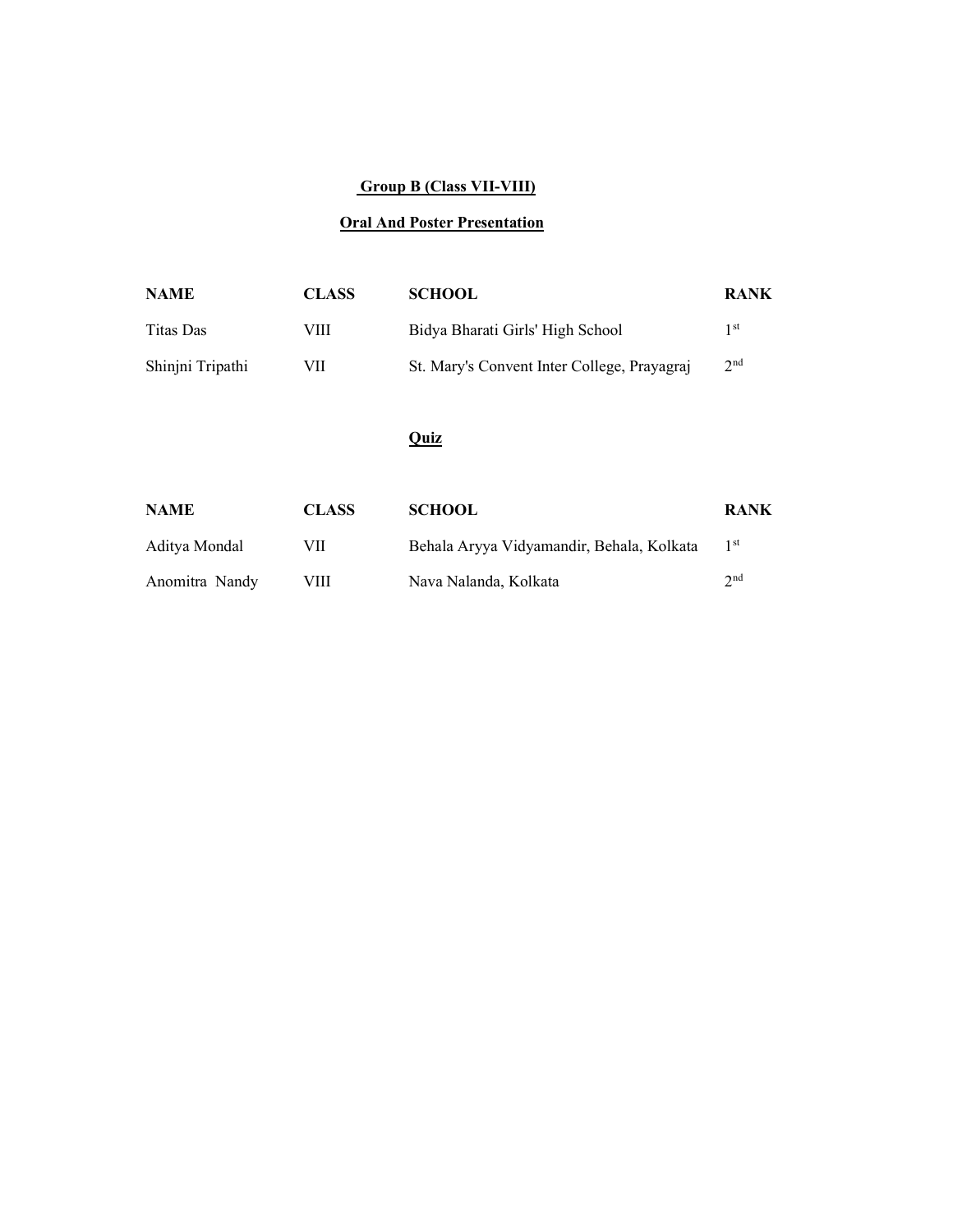## Group B (Class VII-VIII)

### Oral And Poster Presentation

| NAME | CLASS | SCHOOL | RANK |
|---|---|---|---|
| Titas Das | VIII | Bidya Bharati Girls' High School | 1st |
| Shinjni Tripathi | VII | St. Mary's Convent Inter College, Prayagraj | 2nd |

### Quiz

| NAME | CLASS | SCHOOL | RANK |
|---|---|---|---|
| Aditya Mondal | VII | Behala Aryya Vidyamandir, Behala, Kolkata | 1st |
| Anomitra Nandy | VIII | Nava Nalanda, Kolkata | 2nd |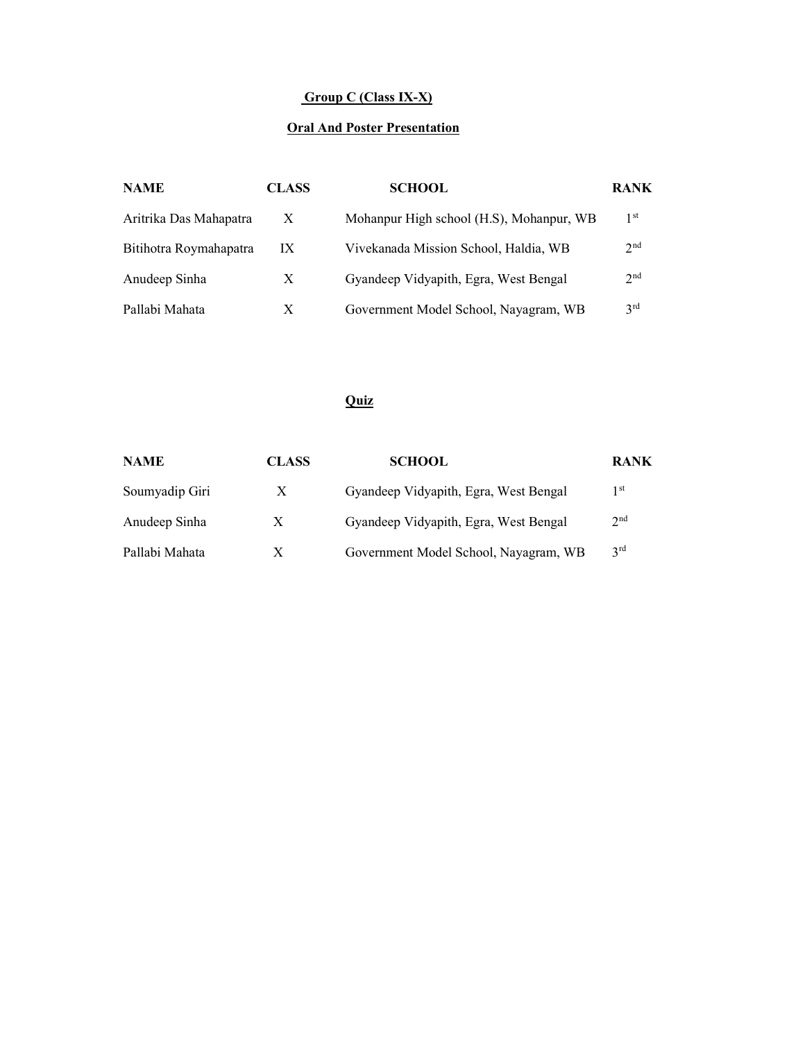## Group C (Class IX-X)

### Oral And Poster Presentation

| NAME | CLASS | SCHOOL | RANK |
|---|---|---|---|
| Aritrika Das Mahapatra | X | Mohanpur High school (H.S), Mohanpur, WB | 1st |
| Bitihotra Roymahapatra | IX | Vivekanada Mission School, Haldia, WB | 2nd |
| Anudeep Sinha | X | Gyandeep Vidyapith, Egra, West Bengal | 2nd |
| Pallabi Mahata | X | Government Model School, Nayagram, WB | 3rd |

### Quiz

| NAME | CLASS | SCHOOL | RANK |
|---|---|---|---|
| Soumyadip Giri | X | Gyandeep Vidyapith, Egra, West Bengal | 1st |
| Anudeep Sinha | X | Gyandeep Vidyapith, Egra, West Bengal | 2nd |
| Pallabi Mahata | X | Government Model School, Nayagram, WB | 3rd |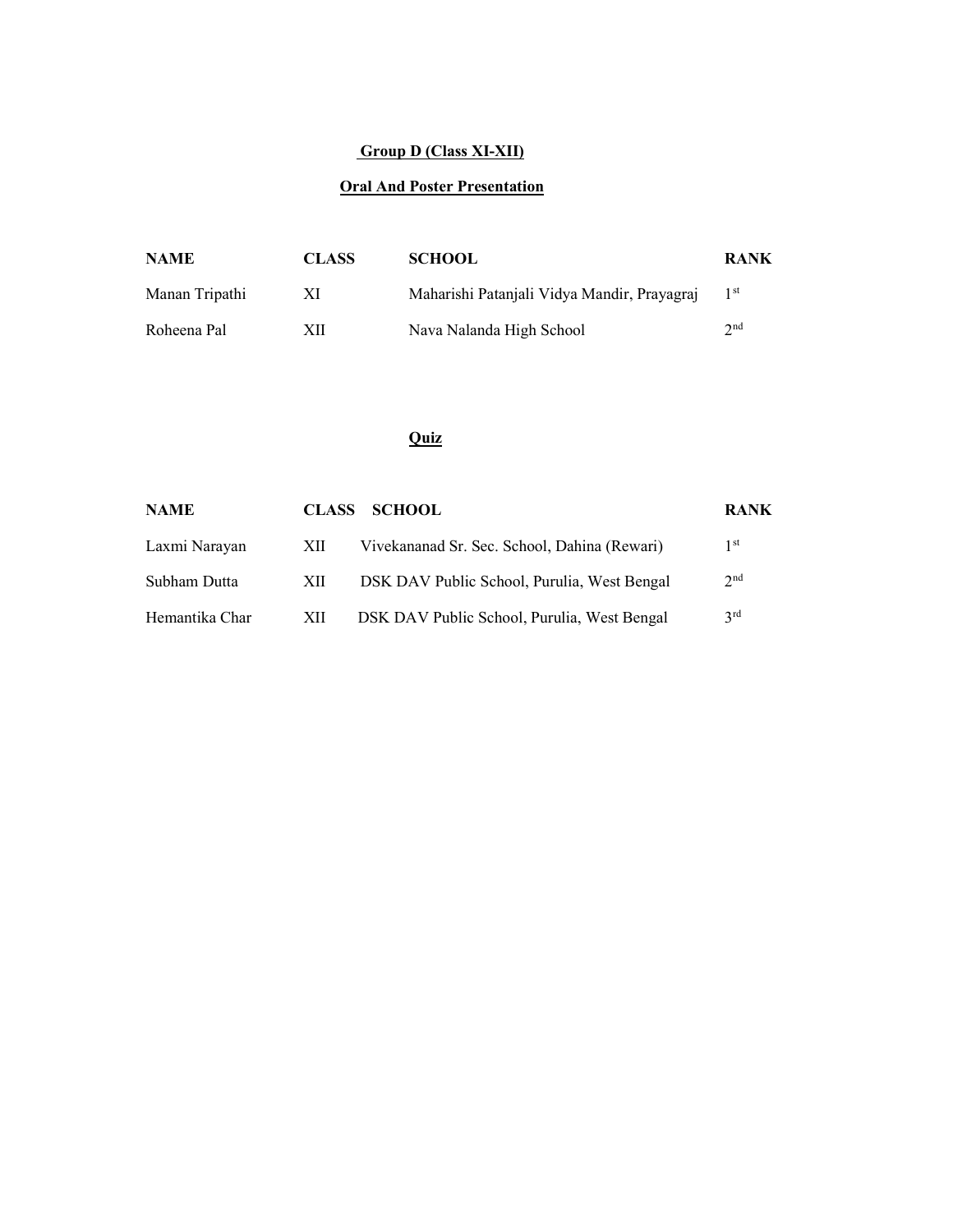## Group D (Class XI-XII)

### Oral And Poster Presentation

| NAME | CLASS | SCHOOL | RANK |
|---|---|---|---|
| Manan Tripathi | XI | Maharishi Patanjali Vidya Mandir, Prayagraj | 1st |
| Roheena Pal | XII | Nava Nalanda High School | 2nd |

### Quiz

| NAME | CLASS | SCHOOL | RANK |
|---|---|---|---|
| Laxmi Narayan | XII | Vivekananad Sr. Sec. School, Dahina (Rewari) | 1st |
| Subham Dutta | XII | DSK DAV Public School, Purulia, West Bengal | 2nd |
| Hemantika Char | XII | DSK DAV Public School, Purulia, West Bengal | 3rd |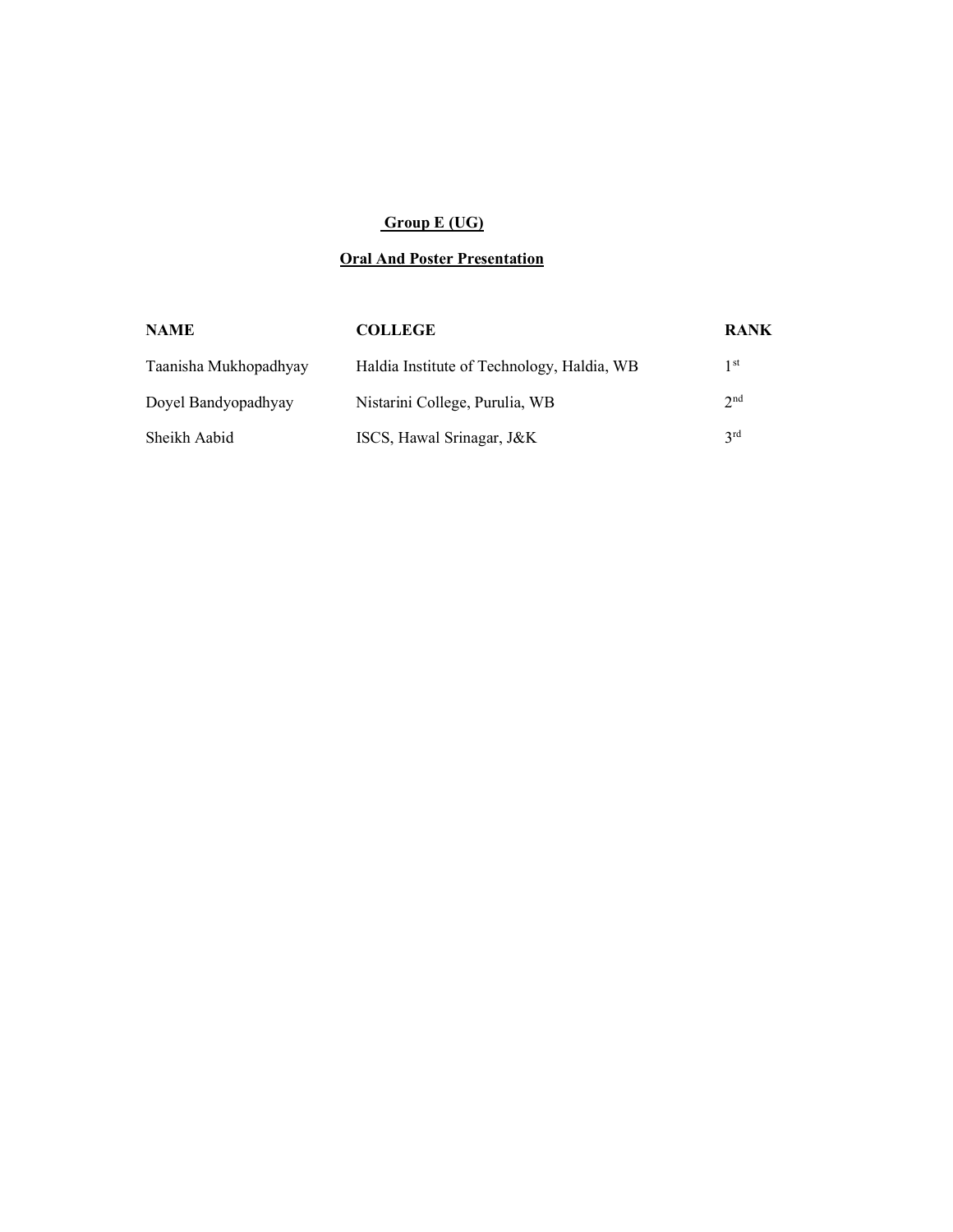## Group E (UG)

## Oral And Poster Presentation

| NAME | COLLEGE | RANK |
| --- | --- | --- |
| Taanisha Mukhopadhyay | Haldia Institute of Technology, Haldia, WB | 1st |
| Doyel Bandyopadhyay | Nistarini College, Purulia, WB | 2nd |
| Sheikh Aabid | ISCS, Hawal Srinagar, J&K | 3rd |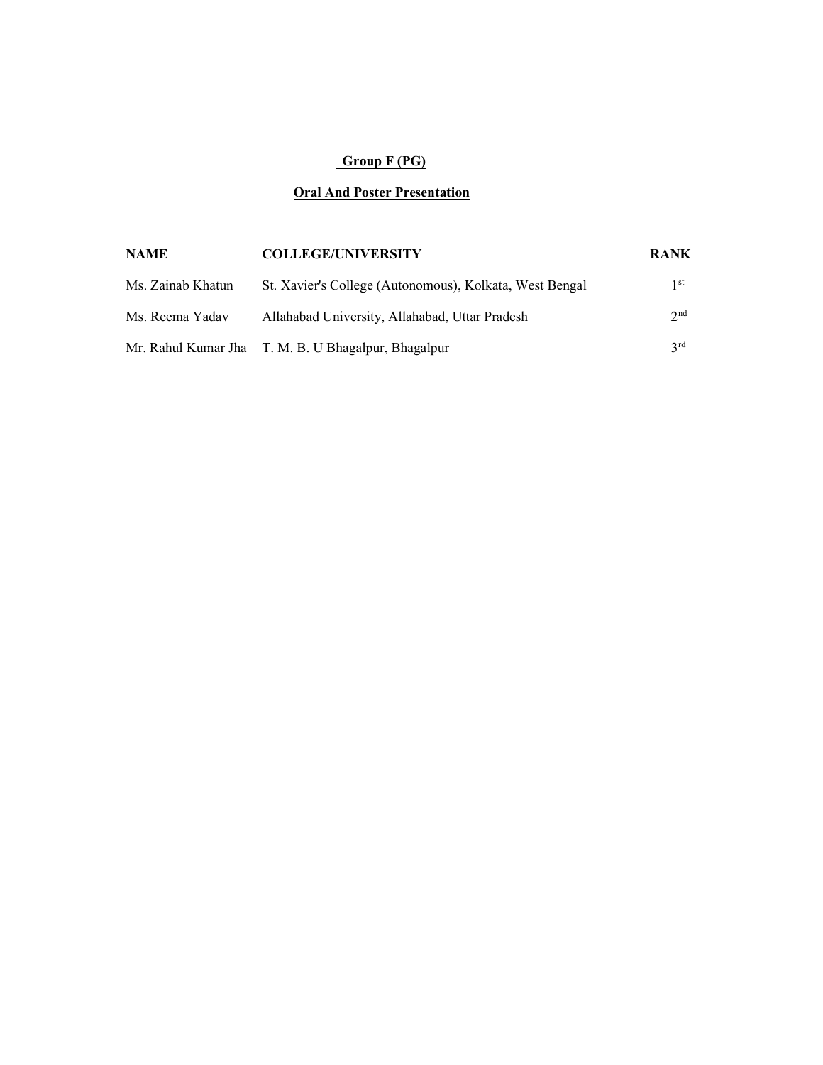## Group F (PG)

## Oral And Poster Presentation

| NAME | COLLEGE/UNIVERSITY | RANK |
|---|---|---|
| Ms. Zainab Khatun | St. Xavier's College (Autonomous), Kolkata, West Bengal | 1st |
| Ms. Reema Yadav | Allahabad University, Allahabad, Uttar Pradesh | 2nd |
| Mr. Rahul Kumar Jha | T. M. B. U Bhagalpur, Bhagalpur | 3rd |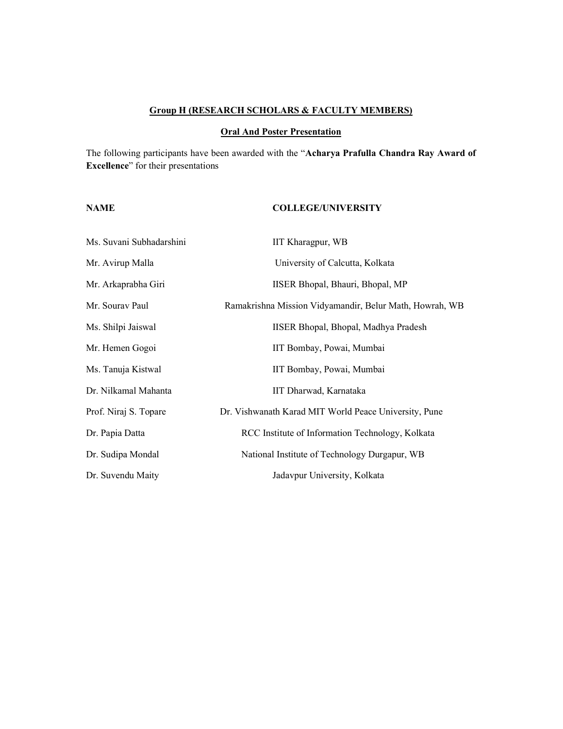**Group H (RESEARCH SCHOLARS & FACULTY MEMBERS)**

**Oral And Poster Presentation**

The following participants have been awarded with the "**Acharya Prafulla Chandra Ray Award of Excellence**" for their presentations

| NAME | COLLEGE/UNIVERSITY |
|---|---|
| Ms. Suvani Subhadarshini | IIT Kharagpur, WB |
| Mr. Avirup Malla | University of Calcutta, Kolkata |
| Mr. Arkaprabha Giri | IISER Bhopal, Bhauri, Bhopal, MP |
| Mr. Sourav Paul | Ramakrishna Mission Vidyamandir, Belur Math, Howrah, WB |
| Ms. Shilpi Jaiswal | IISER Bhopal, Bhopal, Madhya Pradesh |
| Mr. Hemen Gogoi | IIT Bombay, Powai, Mumbai |
| Ms. Tanuja Kistwal | IIT Bombay, Powai, Mumbai |
| Dr. Nilkamal Mahanta | IIT Dharwad, Karnataka |
| Prof. Niraj S. Topare | Dr. Vishwanath Karad MIT World Peace University, Pune |
| Dr. Papia Datta | RCC Institute of Information Technology, Kolkata |
| Dr. Sudipa Mondal | National Institute of Technology Durgapur, WB |
| Dr. Suvendu Maity | Jadavpur University, Kolkata |